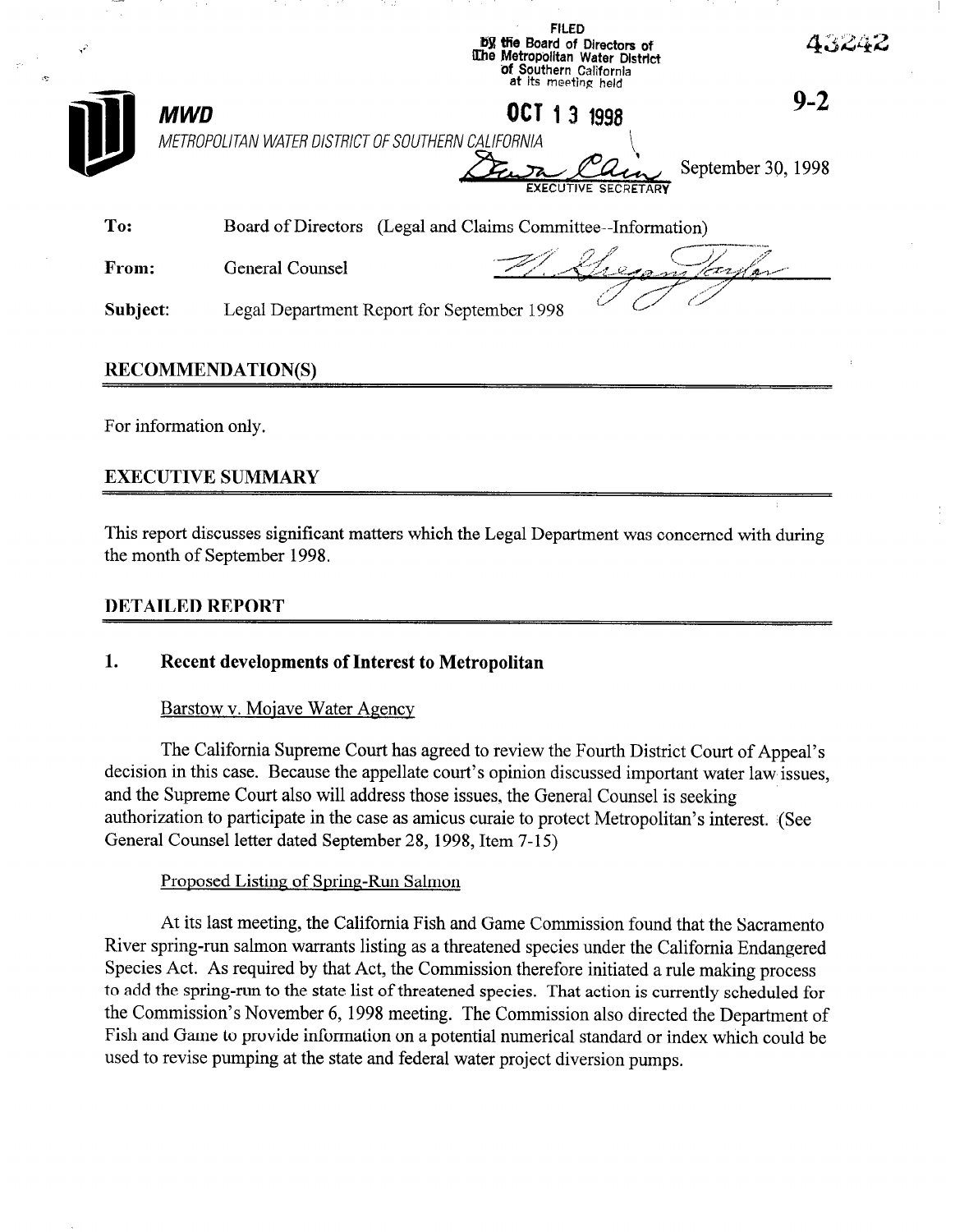FILED
by the Board of Directors of
The Metropolitan Water District
of Southern California
at its meeting held

OCT 13 1998

EXECUTIVE SECRETARY

43242

9-2

**MWD**

*METROPOLITAN WATER DISTRICT OF SOUTHERN CALIFORNIA*

September 30, 1998

**To:** Board of Directors (Legal and Claims Committee--Information)

**From:** General Counsel

**Subject:** Legal Department Report for September 1998

## RECOMMENDATION(S)

For information only.

## EXECUTIVE SUMMARY

This report discusses significant matters which the Legal Department was concerned with during the month of September 1998.

## DETAILED REPORT

### 1. Recent developments of Interest to Metropolitan

Barstow v. Mojave Water Agency

The California Supreme Court has agreed to review the Fourth District Court of Appeal's decision in this case. Because the appellate court's opinion discussed important water law issues, and the Supreme Court also will address those issues, the General Counsel is seeking authorization to participate in the case as amicus curaie to protect Metropolitan's interest. (See General Counsel letter dated September 28, 1998, Item 7-15)

Proposed Listing of Spring-Run Salmon

At its last meeting, the California Fish and Game Commission found that the Sacramento River spring-run salmon warrants listing as a threatened species under the California Endangered Species Act. As required by that Act, the Commission therefore initiated a rule making process to add the spring-run to the state list of threatened species. That action is currently scheduled for the Commission's November 6, 1998 meeting. The Commission also directed the Department of Fish and Game to provide information on a potential numerical standard or index which could be used to revise pumping at the state and federal water project diversion pumps.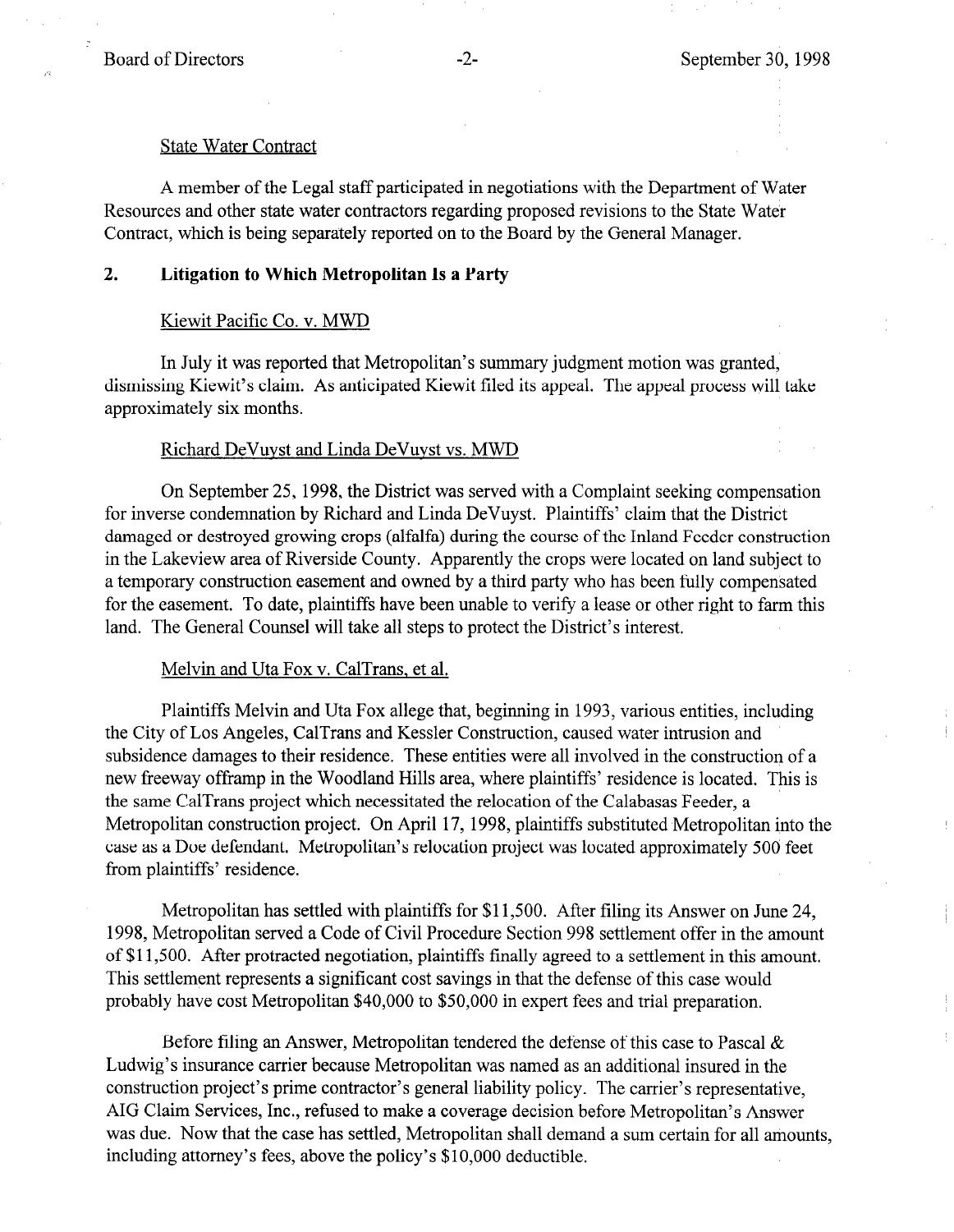State Water Contract

A member of the Legal staff participated in negotiations with the Department of Water Resources and other state water contractors regarding proposed revisions to the State Water Contract, which is being separately reported on to the Board by the General Manager.

## 2. Litigation to Which Metropolitan Is a Party

Kiewit Pacific Co. v. MWD

In July it was reported that Metropolitan's summary judgment motion was granted, dismissing Kiewit's claim. As anticipated Kiewit filed its appeal. The appeal process will take approximately six months.

Richard DeVuyst and Linda DeVuyst vs. MWD

On September 25, 1998, the District was served with a Complaint seeking compensation for inverse condemnation by Richard and Linda DeVuyst. Plaintiffs' claim that the District damaged or destroyed growing crops (alfalfa) during the course of the Inland Feeder construction in the Lakeview area of Riverside County. Apparently the crops were located on land subject to a temporary construction easement and owned by a third party who has been fully compensated for the easement. To date, plaintiffs have been unable to verify a lease or other right to farm this land. The General Counsel will take all steps to protect the District's interest.

Melvin and Uta Fox v. CalTrans, et al.

Plaintiffs Melvin and Uta Fox allege that, beginning in 1993, various entities, including the City of Los Angeles, CalTrans and Kessler Construction, caused water intrusion and subsidence damages to their residence. These entities were all involved in the construction of a new freeway offramp in the Woodland Hills area, where plaintiffs' residence is located. This is the same CalTrans project which necessitated the relocation of the Calabasas Feeder, a Metropolitan construction project. On April 17, 1998, plaintiffs substituted Metropolitan into the case as a Doe defendant. Metropolitan's relocation project was located approximately 500 feet from plaintiffs' residence.

Metropolitan has settled with plaintiffs for $11,500. After filing its Answer on June 24, 1998, Metropolitan served a Code of Civil Procedure Section 998 settlement offer in the amount of $11,500. After protracted negotiation, plaintiffs finally agreed to a settlement in this amount. This settlement represents a significant cost savings in that the defense of this case would probably have cost Metropolitan $40,000 to $50,000 in expert fees and trial preparation.

Before filing an Answer, Metropolitan tendered the defense of this case to Pascal & Ludwig's insurance carrier because Metropolitan was named as an additional insured in the construction project's prime contractor's general liability policy. The carrier's representative, AIG Claim Services, Inc., refused to make a coverage decision before Metropolitan's Answer was due. Now that the case has settled, Metropolitan shall demand a sum certain for all amounts, including attorney's fees, above the policy's $10,000 deductible.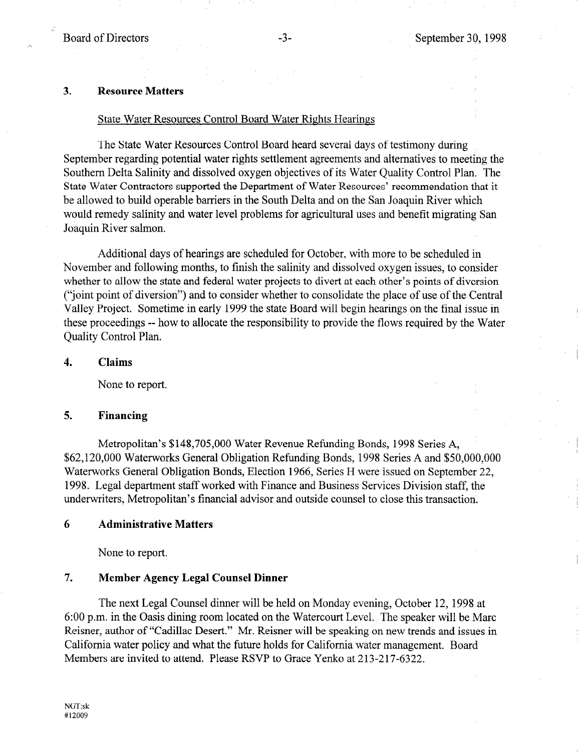### 3. Resource Matters

State Water Resources Control Board Water Rights Hearings

The State Water Resources Control Board heard several days of testimony during September regarding potential water rights settlement agreements and alternatives to meeting the Southern Delta Salinity and dissolved oxygen objectives of its Water Quality Control Plan. The State Water Contractors supported the Department of Water Resources' recommendation that it be allowed to build operable barriers in the South Delta and on the San Joaquin River which would remedy salinity and water level problems for agricultural uses and benefit migrating San Joaquin River salmon.

Additional days of hearings are scheduled for October, with more to be scheduled in November and following months, to finish the salinity and dissolved oxygen issues, to consider whether to allow the state and federal water projects to divert at each other's points of diversion ("joint point of diversion") and to consider whether to consolidate the place of use of the Central Valley Project. Sometime in early 1999 the state Board will begin hearings on the final issue in these proceedings -- how to allocate the responsibility to provide the flows required by the Water Quality Control Plan.

### 4. Claims

None to report.

### 5. Financing

Metropolitan's $148,705,000 Water Revenue Refunding Bonds, 1998 Series A, $62,120,000 Waterworks General Obligation Refunding Bonds, 1998 Series A and $50,000,000 Waterworks General Obligation Bonds, Election 1966, Series H were issued on September 22, 1998. Legal department staff worked with Finance and Business Services Division staff, the underwriters, Metropolitan's financial advisor and outside counsel to close this transaction.

### 6 Administrative Matters

None to report.

### 7. Member Agency Legal Counsel Dinner

The next Legal Counsel dinner will be held on Monday evening, October 12, 1998 at 6:00 p.m. in the Oasis dining room located on the Watercourt Level. The speaker will be Marc Reisner, author of "Cadillac Desert." Mr. Reisner will be speaking on new trends and issues in California water policy and what the future holds for California water management. Board Members are invited to attend. Please RSVP to Grace Yenko at 213-217-6322.

NGT:sk
#12009